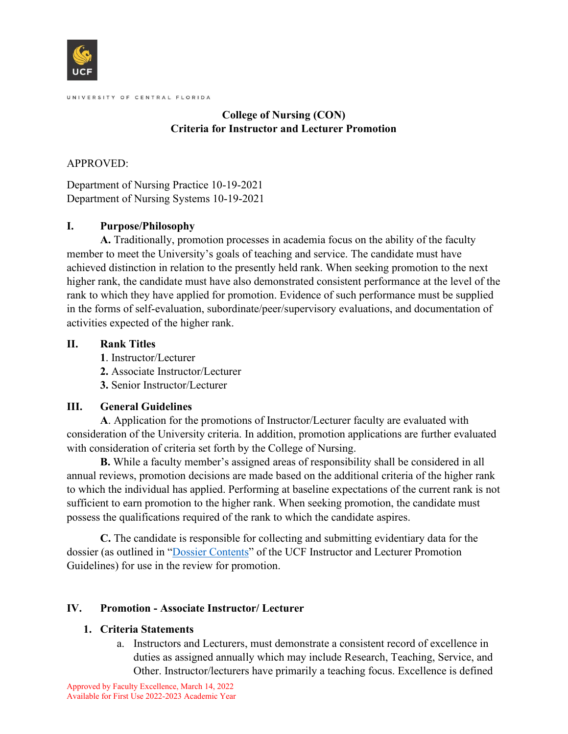UNIVERSITY OF CENTRAL FLORIDA

# College of Nursing (CON)
# Criteria for Instructor and Lecturer Promotion

APPROVED:

Department of Nursing Practice 10-19-2021
Department of Nursing Systems 10-19-2021

## I. Purpose/Philosophy

**A.** Traditionally, promotion processes in academia focus on the ability of the faculty member to meet the University's goals of teaching and service. The candidate must have achieved distinction in relation to the presently held rank. When seeking promotion to the next higher rank, the candidate must have also demonstrated consistent performance at the level of the rank to which they have applied for promotion. Evidence of such performance must be supplied in the forms of self-evaluation, subordinate/peer/supervisory evaluations, and documentation of activities expected of the higher rank.

## II. Rank Titles

**1**. Instructor/Lecturer
**2.** Associate Instructor/Lecturer
**3.** Senior Instructor/Lecturer

## III. General Guidelines

**A**. Application for the promotions of Instructor/Lecturer faculty are evaluated with consideration of the University criteria. In addition, promotion applications are further evaluated with consideration of criteria set forth by the College of Nursing.

**B.** While a faculty member's assigned areas of responsibility shall be considered in all annual reviews, promotion decisions are made based on the additional criteria of the higher rank to which the individual has applied. Performing at baseline expectations of the current rank is not sufficient to earn promotion to the higher rank. When seeking promotion, the candidate must possess the qualifications required of the rank to which the candidate aspires.

**C.** The candidate is responsible for collecting and submitting evidentiary data for the dossier (as outlined in "Dossier Contents" of the UCF Instructor and Lecturer Promotion Guidelines) for use in the review for promotion.

## IV. Promotion - Associate Instructor/ Lecturer

### 1. Criteria Statements

a. Instructors and Lecturers, must demonstrate a consistent record of excellence in duties as assigned annually which may include Research, Teaching, Service, and Other. Instructor/lecturers have primarily a teaching focus. Excellence is defined

Approved by Faculty Excellence, March 14, 2022
Available for First Use 2022-2023 Academic Year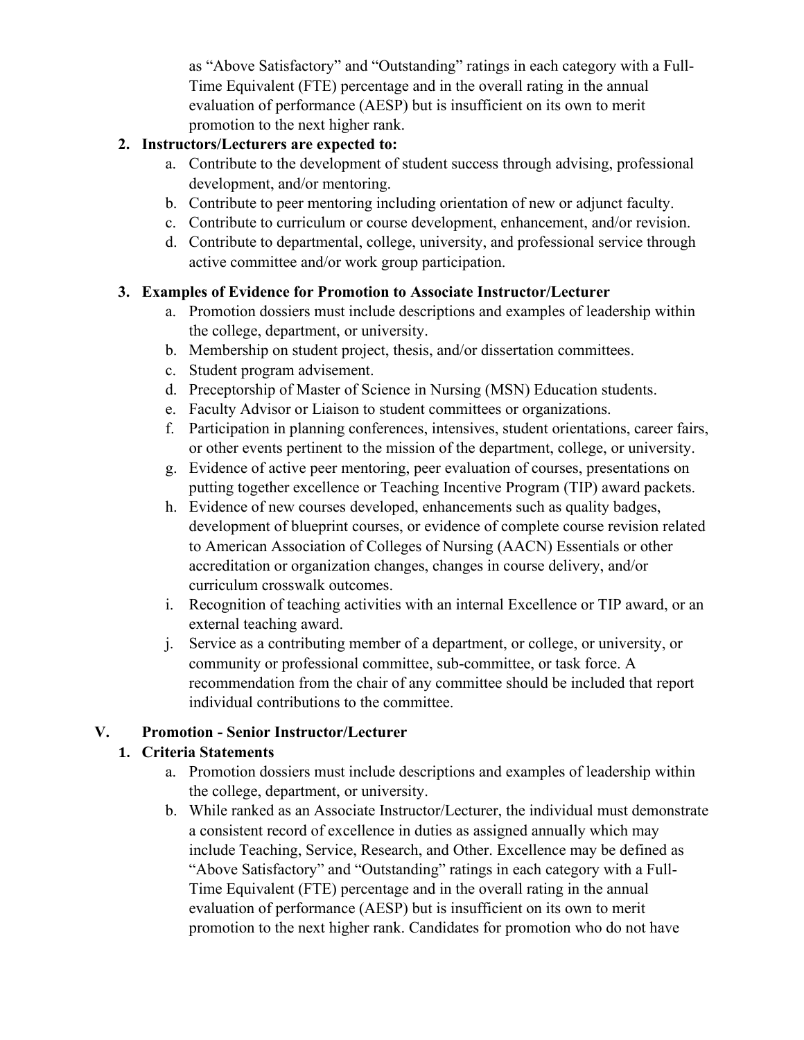as "Above Satisfactory" and "Outstanding" ratings in each category with a Full-Time Equivalent (FTE) percentage and in the overall rating in the annual evaluation of performance (AESP) but is insufficient on its own to merit promotion to the next higher rank.

**2. Instructors/Lecturers are expected to:**

a. Contribute to the development of student success through advising, professional development, and/or mentoring.
b. Contribute to peer mentoring including orientation of new or adjunct faculty.
c. Contribute to curriculum or course development, enhancement, and/or revision.
d. Contribute to departmental, college, university, and professional service through active committee and/or work group participation.

**3. Examples of Evidence for Promotion to Associate Instructor/Lecturer**

a. Promotion dossiers must include descriptions and examples of leadership within the college, department, or university.
b. Membership on student project, thesis, and/or dissertation committees.
c. Student program advisement.
d. Preceptorship of Master of Science in Nursing (MSN) Education students.
e. Faculty Advisor or Liaison to student committees or organizations.
f. Participation in planning conferences, intensives, student orientations, career fairs, or other events pertinent to the mission of the department, college, or university.
g. Evidence of active peer mentoring, peer evaluation of courses, presentations on putting together excellence or Teaching Incentive Program (TIP) award packets.
h. Evidence of new courses developed, enhancements such as quality badges, development of blueprint courses, or evidence of complete course revision related to American Association of Colleges of Nursing (AACN) Essentials or other accreditation or organization changes, changes in course delivery, and/or curriculum crosswalk outcomes.
i. Recognition of teaching activities with an internal Excellence or TIP award, or an external teaching award.
j. Service as a contributing member of a department, or college, or university, or community or professional committee, sub-committee, or task force. A recommendation from the chair of any committee should be included that report individual contributions to the committee.

## V. Promotion - Senior Instructor/Lecturer

**1. Criteria Statements**

a. Promotion dossiers must include descriptions and examples of leadership within the college, department, or university.
b. While ranked as an Associate Instructor/Lecturer, the individual must demonstrate a consistent record of excellence in duties as assigned annually which may include Teaching, Service, Research, and Other. Excellence may be defined as "Above Satisfactory" and "Outstanding" ratings in each category with a Full-Time Equivalent (FTE) percentage and in the overall rating in the annual evaluation of performance (AESP) but is insufficient on its own to merit promotion to the next higher rank. Candidates for promotion who do not have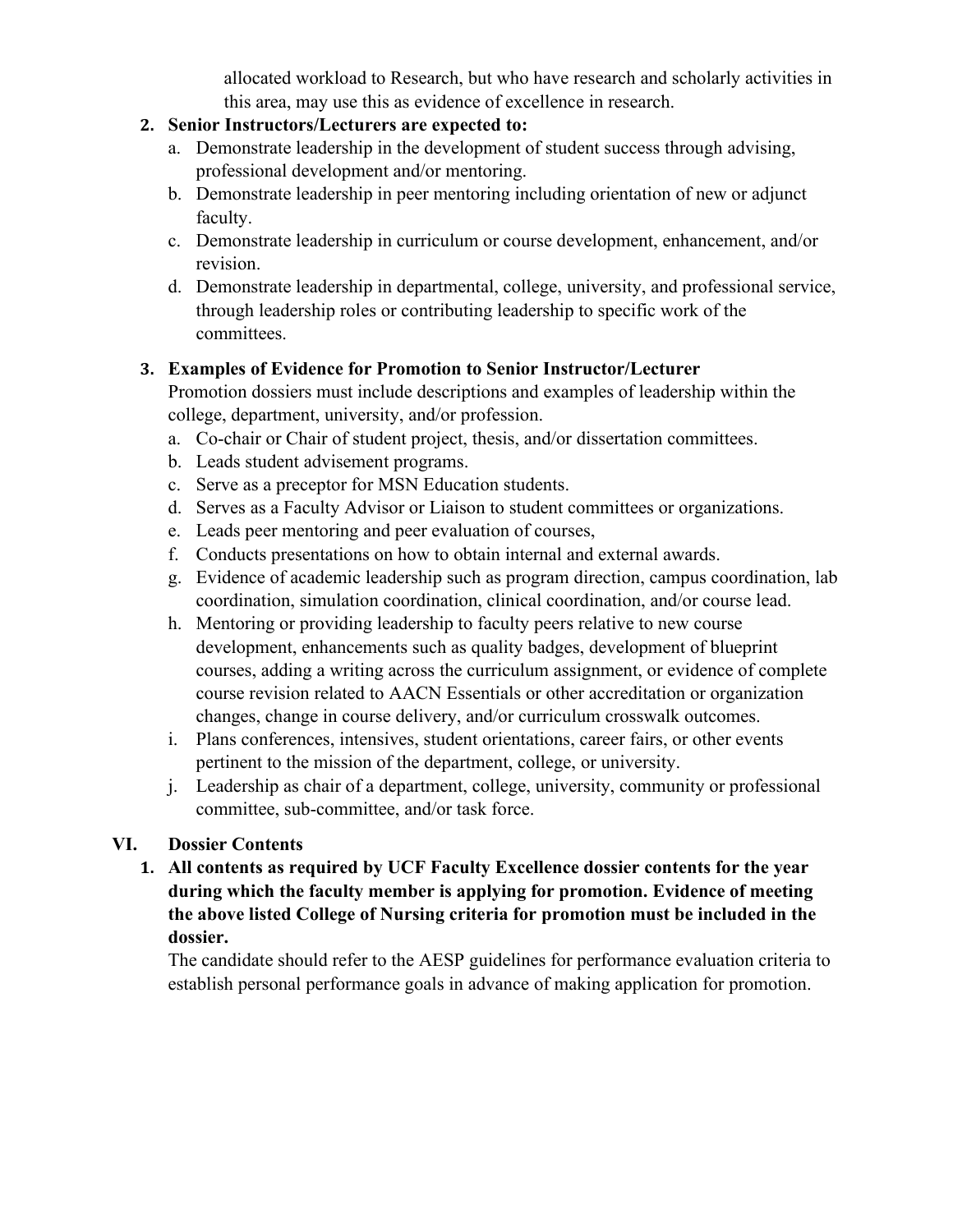allocated workload to Research, but who have research and scholarly activities in this area, may use this as evidence of excellence in research.

2. **Senior Instructors/Lecturers are expected to:**
   a. Demonstrate leadership in the development of student success through advising, professional development and/or mentoring.
   b. Demonstrate leadership in peer mentoring including orientation of new or adjunct faculty.
   c. Demonstrate leadership in curriculum or course development, enhancement, and/or revision.
   d. Demonstrate leadership in departmental, college, university, and professional service, through leadership roles or contributing leadership to specific work of the committees.

3. **Examples of Evidence for Promotion to Senior Instructor/Lecturer**
   Promotion dossiers must include descriptions and examples of leadership within the college, department, university, and/or profession.
   a. Co-chair or Chair of student project, thesis, and/or dissertation committees.
   b. Leads student advisement programs.
   c. Serve as a preceptor for MSN Education students.
   d. Serves as a Faculty Advisor or Liaison to student committees or organizations.
   e. Leads peer mentoring and peer evaluation of courses,
   f. Conducts presentations on how to obtain internal and external awards.
   g. Evidence of academic leadership such as program direction, campus coordination, lab coordination, simulation coordination, clinical coordination, and/or course lead.
   h. Mentoring or providing leadership to faculty peers relative to new course development, enhancements such as quality badges, development of blueprint courses, adding a writing across the curriculum assignment, or evidence of complete course revision related to AACN Essentials or other accreditation or organization changes, change in course delivery, and/or curriculum crosswalk outcomes.
   i. Plans conferences, intensives, student orientations, career fairs, or other events pertinent to the mission of the department, college, or university.
   j. Leadership as chair of a department, college, university, community or professional committee, sub-committee, and/or task force.

## VI. Dossier Contents

1. **All contents as required by UCF Faculty Excellence dossier contents for the year during which the faculty member is applying for promotion. Evidence of meeting the above listed College of Nursing criteria for promotion must be included in the dossier.**
   The candidate should refer to the AESP guidelines for performance evaluation criteria to establish personal performance goals in advance of making application for promotion.